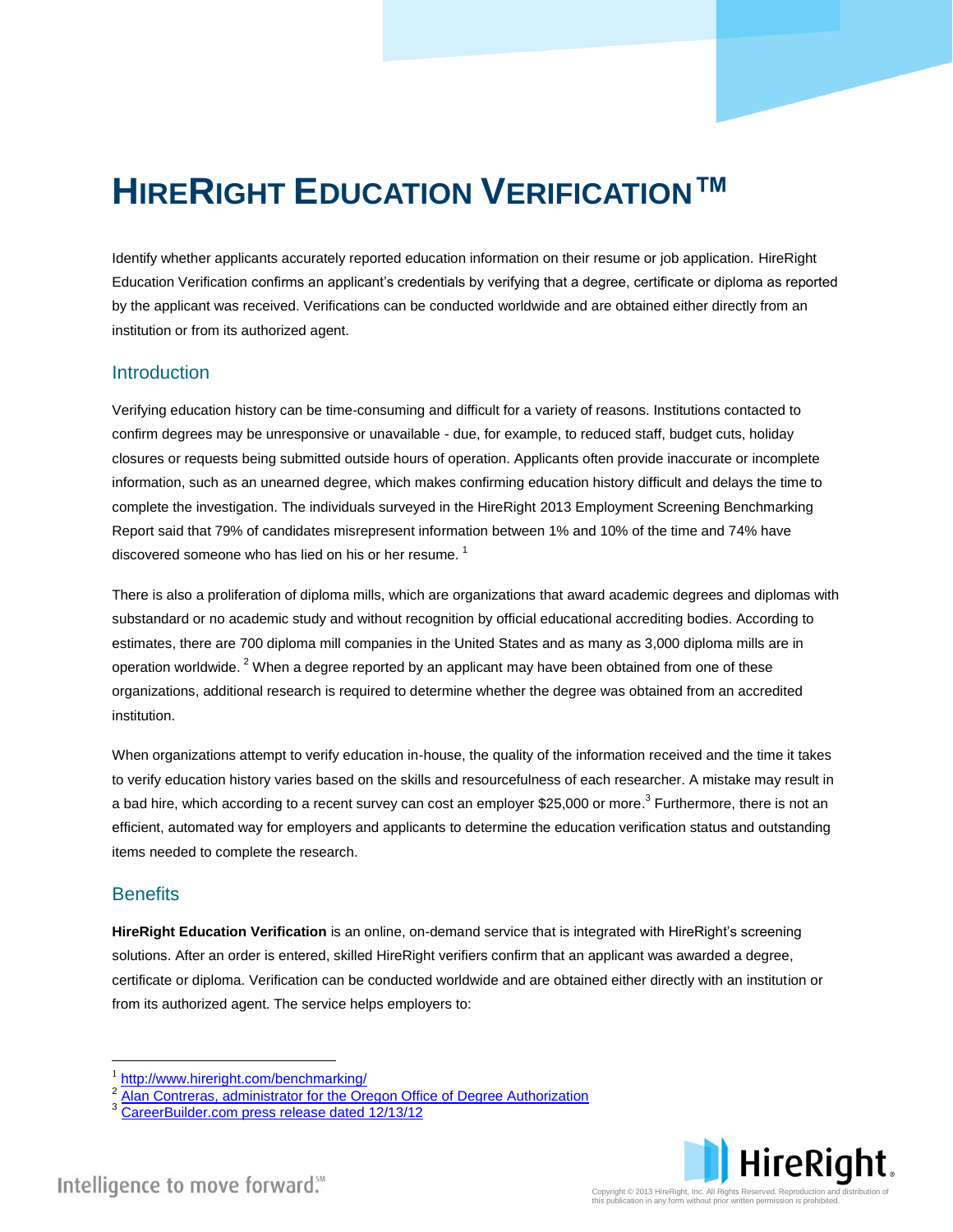# HireRight Education Verification™

Identify whether applicants accurately reported education information on their resume or job application. HireRight Education Verification confirms an applicant's credentials by verifying that a degree, certificate or diploma as reported by the applicant was received. Verifications can be conducted worldwide and are obtained either directly from an institution or from its authorized agent.

## Introduction

Verifying education history can be time-consuming and difficult for a variety of reasons. Institutions contacted to confirm degrees may be unresponsive or unavailable - due, for example, to reduced staff, budget cuts, holiday closures or requests being submitted outside hours of operation. Applicants often provide inaccurate or incomplete information, such as an unearned degree, which makes confirming education history difficult and delays the time to complete the investigation. The individuals surveyed in the HireRight 2013 Employment Screening Benchmarking Report said that 79% of candidates misrepresent information between 1% and 10% of the time and 74% have discovered someone who has lied on his or her resume. [1]

There is also a proliferation of diploma mills, which are organizations that award academic degrees and diplomas with substandard or no academic study and without recognition by official educational accrediting bodies. According to estimates, there are 700 diploma mill companies in the United States and as many as 3,000 diploma mills are in operation worldwide. [2] When a degree reported by an applicant may have been obtained from one of these organizations, additional research is required to determine whether the degree was obtained from an accredited institution.

When organizations attempt to verify education in-house, the quality of the information received and the time it takes to verify education history varies based on the skills and resourcefulness of each researcher. A mistake may result in a bad hire, which according to a recent survey can cost an employer $25,000 or more.[3] Furthermore, there is not an efficient, automated way for employers and applicants to determine the education verification status and outstanding items needed to complete the research.

## Benefits

**HireRight Education Verification** is an online, on-demand service that is integrated with HireRight's screening solutions. After an order is entered, skilled HireRight verifiers confirm that an applicant was awarded a degree, certificate or diploma. Verification can be conducted worldwide and are obtained either directly with an institution or from its authorized agent. The service helps employers to:

---

[1] http://www.hireright.com/benchmarking/
[2] Alan Contreras, administrator for the Oregon Office of Degree Authorization
[3] CareerBuilder.com press release dated 12/13/12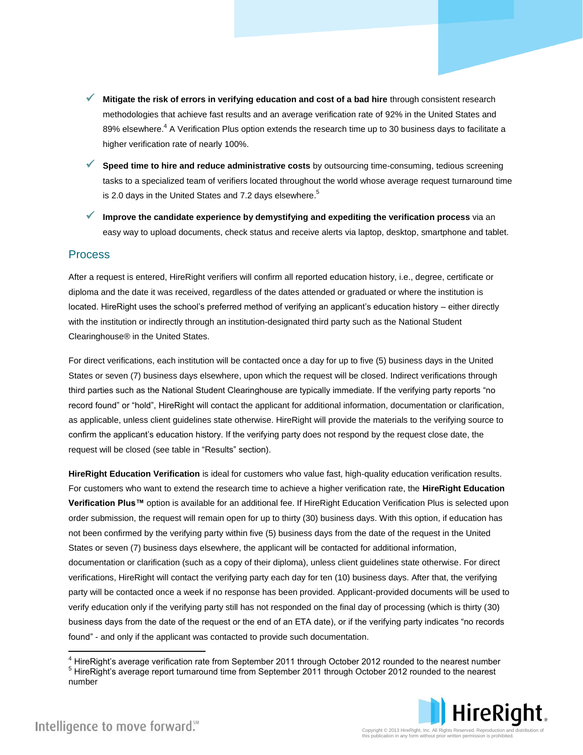- **Mitigate the risk of errors in verifying education and cost of a bad hire** through consistent research methodologies that achieve fast results and an average verification rate of 92% in the United States and 89% elsewhere.[4] A Verification Plus option extends the research time up to 30 business days to facilitate a higher verification rate of nearly 100%.
- **Speed time to hire and reduce administrative costs** by outsourcing time-consuming, tedious screening tasks to a specialized team of verifiers located throughout the world whose average request turnaround time is 2.0 days in the United States and 7.2 days elsewhere.[5]
- **Improve the candidate experience by demystifying and expediting the verification process** via an easy way to upload documents, check status and receive alerts via laptop, desktop, smartphone and tablet.

## Process

After a request is entered, HireRight verifiers will confirm all reported education history, i.e., degree, certificate or diploma and the date it was received, regardless of the dates attended or graduated or where the institution is located. HireRight uses the school's preferred method of verifying an applicant's education history – either directly with the institution or indirectly through an institution-designated third party such as the National Student Clearinghouse® in the United States.

For direct verifications, each institution will be contacted once a day for up to five (5) business days in the United States or seven (7) business days elsewhere, upon which the request will be closed. Indirect verifications through third parties such as the National Student Clearinghouse are typically immediate. If the verifying party reports "no record found" or "hold", HireRight will contact the applicant for additional information, documentation or clarification, as applicable, unless client guidelines state otherwise. HireRight will provide the materials to the verifying source to confirm the applicant's education history. If the verifying party does not respond by the request close date, the request will be closed (see table in "Results" section).

**HireRight Education Verification** is ideal for customers who value fast, high-quality education verification results. For customers who want to extend the research time to achieve a higher verification rate, the **HireRight Education Verification Plus™** option is available for an additional fee. If HireRight Education Verification Plus is selected upon order submission, the request will remain open for up to thirty (30) business days. With this option, if education has not been confirmed by the verifying party within five (5) business days from the date of the request in the United States or seven (7) business days elsewhere, the applicant will be contacted for additional information, documentation or clarification (such as a copy of their diploma), unless client guidelines state otherwise. For direct verifications, HireRight will contact the verifying party each day for ten (10) business days. After that, the verifying party will be contacted once a week if no response has been provided. Applicant-provided documents will be used to verify education only if the verifying party still has not responded on the final day of processing (which is thirty (30) business days from the date of the request or the end of an ETA date), or if the verifying party indicates "no records found" - and only if the applicant was contacted to provide such documentation.

---

[4] HireRight's average verification rate from September 2011 through October 2012 rounded to the nearest number

[5] HireRight's average report turnaround time from September 2011 through October 2012 rounded to the nearest number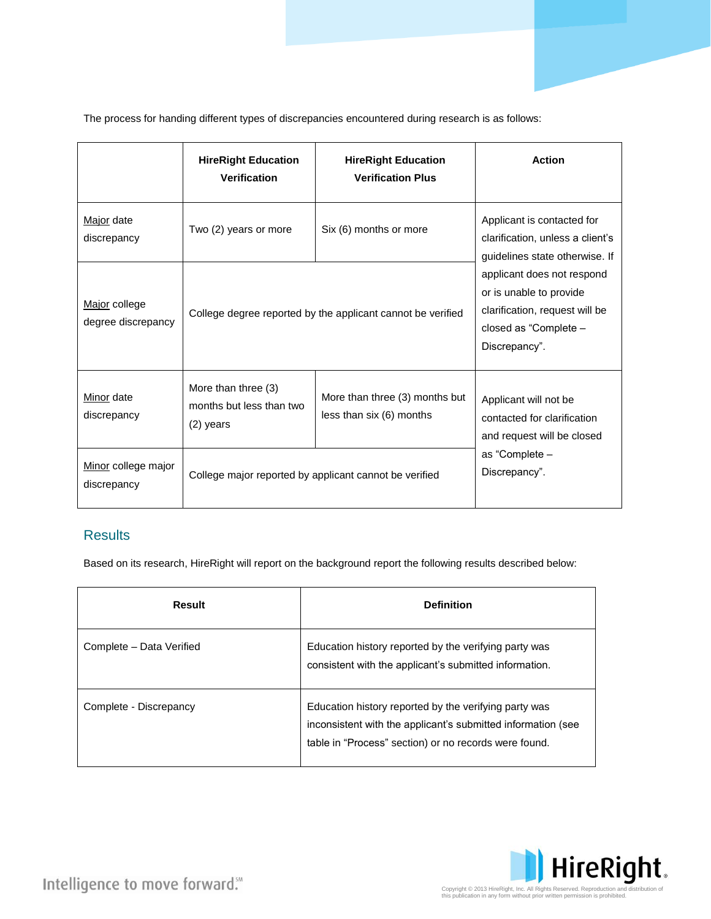The process for handing different types of discrepancies encountered during research is as follows:

| | HireRight Education Verification | HireRight Education Verification Plus | Action |
|---|---|---|---|
| Major date discrepancy | Two (2) years or more | Six (6) months or more | Applicant is contacted for clarification, unless a client's guidelines state otherwise. If applicant does not respond or is unable to provide clarification, request will be closed as "Complete – Discrepancy". |
| Major college degree discrepancy | College degree reported by the applicant cannot be verified | | |
| Minor date discrepancy | More than three (3) months but less than two (2) years | More than three (3) months but less than six (6) months | Applicant will not be contacted for clarification and request will be closed as "Complete – Discrepancy". |
| Minor college major discrepancy | College major reported by applicant cannot be verified | | |

## Results

Based on its research, HireRight will report on the background report the following results described below:

| Result | Definition |
|---|---|
| Complete – Data Verified | Education history reported by the verifying party was consistent with the applicant's submitted information. |
| Complete - Discrepancy | Education history reported by the verifying party was inconsistent with the applicant's submitted information (see table in "Process" section) or no records were found. |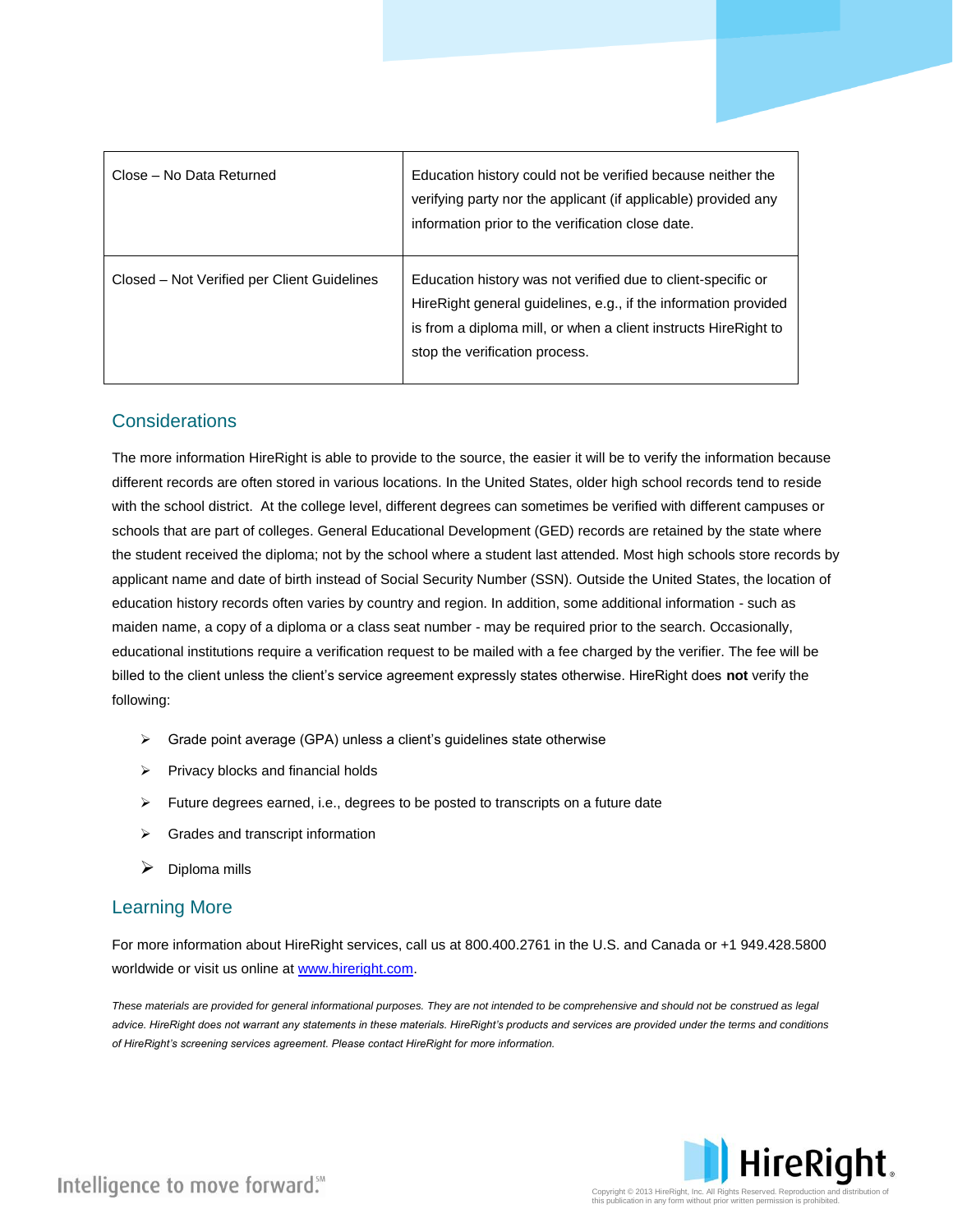| | |
|---|---|
| Close – No Data Returned | Education history could not be verified because neither the verifying party nor the applicant (if applicable) provided any information prior to the verification close date. |
| Closed – Not Verified per Client Guidelines | Education history was not verified due to client-specific or HireRight general guidelines, e.g., if the information provided is from a diploma mill, or when a client instructs HireRight to stop the verification process. |

## Considerations

The more information HireRight is able to provide to the source, the easier it will be to verify the information because different records are often stored in various locations. In the United States, older high school records tend to reside with the school district. At the college level, different degrees can sometimes be verified with different campuses or schools that are part of colleges. General Educational Development (GED) records are retained by the state where the student received the diploma; not by the school where a student last attended. Most high schools store records by applicant name and date of birth instead of Social Security Number (SSN). Outside the United States, the location of education history records often varies by country and region. In addition, some additional information - such as maiden name, a copy of a diploma or a class seat number - may be required prior to the search. Occasionally, educational institutions require a verification request to be mailed with a fee charged by the verifier. The fee will be billed to the client unless the client's service agreement expressly states otherwise. HireRight does **not** verify the following:

- Grade point average (GPA) unless a client's guidelines state otherwise
- Privacy blocks and financial holds
- Future degrees earned, i.e., degrees to be posted to transcripts on a future date
- Grades and transcript information
- Diploma mills

## Learning More

For more information about HireRight services, call us at 800.400.2761 in the U.S. and Canada or +1 949.428.5800 worldwide or visit us online at www.hireright.com.

*These materials are provided for general informational purposes. They are not intended to be comprehensive and should not be construed as legal advice. HireRight does not warrant any statements in these materials. HireRight's products and services are provided under the terms and conditions of HireRight's screening services agreement. Please contact HireRight for more information.*

Intelligence to move forward.SM

HireRight

Copyright © 2013 HireRight, Inc. All Rights Reserved. Reproduction and distribution of this publication in any form without prior written permission is prohibited.